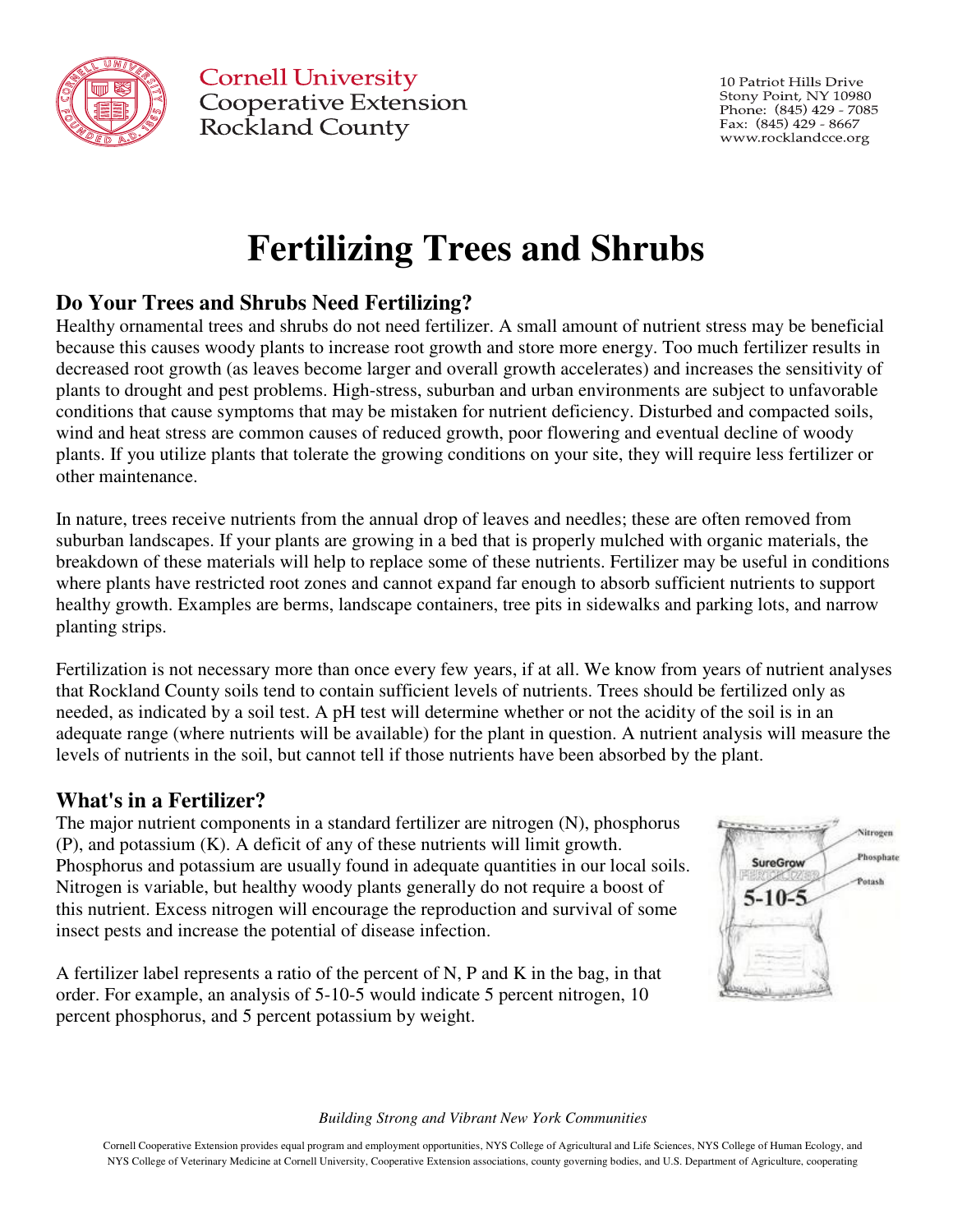**Cornell University**
**Cooperative Extension**
**Rockland County**

10 Patriot Hills Drive
Stony Point, NY 10980
Phone: (845) 429 - 7085
Fax: (845) 429 - 8667
www.rocklandcce.org

# Fertilizing Trees and Shrubs

## Do Your Trees and Shrubs Need Fertilizing?

Healthy ornamental trees and shrubs do not need fertilizer. A small amount of nutrient stress may be beneficial because this causes woody plants to increase root growth and store more energy. Too much fertilizer results in decreased root growth (as leaves become larger and overall growth accelerates) and increases the sensitivity of plants to drought and pest problems. High-stress, suburban and urban environments are subject to unfavorable conditions that cause symptoms that may be mistaken for nutrient deficiency. Disturbed and compacted soils, wind and heat stress are common causes of reduced growth, poor flowering and eventual decline of woody plants. If you utilize plants that tolerate the growing conditions on your site, they will require less fertilizer or other maintenance.

In nature, trees receive nutrients from the annual drop of leaves and needles; these are often removed from suburban landscapes. If your plants are growing in a bed that is properly mulched with organic materials, the breakdown of these materials will help to replace some of these nutrients. Fertilizer may be useful in conditions where plants have restricted root zones and cannot expand far enough to absorb sufficient nutrients to support healthy growth. Examples are berms, landscape containers, tree pits in sidewalks and parking lots, and narrow planting strips.

Fertilization is not necessary more than once every few years, if at all. We know from years of nutrient analyses that Rockland County soils tend to contain sufficient levels of nutrients. Trees should be fertilized only as needed, as indicated by a soil test. A pH test will determine whether or not the acidity of the soil is in an adequate range (where nutrients will be available) for the plant in question. A nutrient analysis will measure the levels of nutrients in the soil, but cannot tell if those nutrients have been absorbed by the plant.

## What's in a Fertilizer?

The major nutrient components in a standard fertilizer are nitrogen (N), phosphorus (P), and potassium (K). A deficit of any of these nutrients will limit growth. Phosphorus and potassium are usually found in adequate quantities in our local soils. Nitrogen is variable, but healthy woody plants generally do not require a boost of this nutrient. Excess nitrogen will encourage the reproduction and survival of some insect pests and increase the potential of disease infection.

SureGrow FERTILIZER 5-10-5 — Nitrogen, Phosphate, Potash

A fertilizer label represents a ratio of the percent of N, P and K in the bag, in that order. For example, an analysis of 5-10-5 would indicate 5 percent nitrogen, 10 percent phosphorus, and 5 percent potassium by weight.

*Building Strong and Vibrant New York Communities*

Cornell Cooperative Extension provides equal program and employment opportunities, NYS College of Agricultural and Life Sciences, NYS College of Human Ecology, and NYS College of Veterinary Medicine at Cornell University, Cooperative Extension associations, county governing bodies, and U.S. Department of Agriculture, cooperating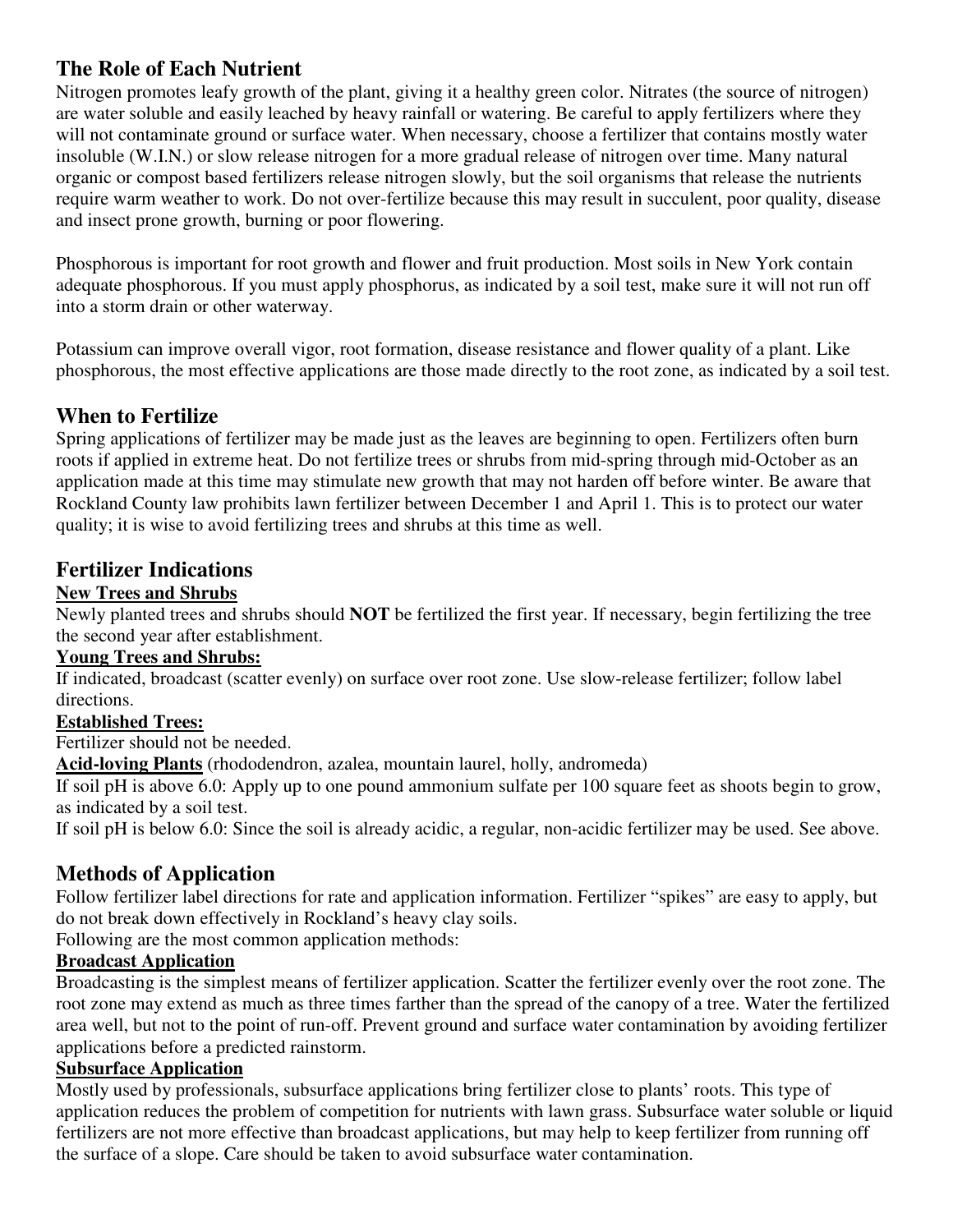## The Role of Each Nutrient

Nitrogen promotes leafy growth of the plant, giving it a healthy green color. Nitrates (the source of nitrogen) are water soluble and easily leached by heavy rainfall or watering. Be careful to apply fertilizers where they will not contaminate ground or surface water. When necessary, choose a fertilizer that contains mostly water insoluble (W.I.N.) or slow release nitrogen for a more gradual release of nitrogen over time. Many natural organic or compost based fertilizers release nitrogen slowly, but the soil organisms that release the nutrients require warm weather to work. Do not over-fertilize because this may result in succulent, poor quality, disease and insect prone growth, burning or poor flowering.

Phosphorous is important for root growth and flower and fruit production. Most soils in New York contain adequate phosphorous. If you must apply phosphorus, as indicated by a soil test, make sure it will not run off into a storm drain or other waterway.

Potassium can improve overall vigor, root formation, disease resistance and flower quality of a plant. Like phosphorous, the most effective applications are those made directly to the root zone, as indicated by a soil test.

## When to Fertilize

Spring applications of fertilizer may be made just as the leaves are beginning to open. Fertilizers often burn roots if applied in extreme heat. Do not fertilize trees or shrubs from mid-spring through mid-October as an application made at this time may stimulate new growth that may not harden off before winter. Be aware that Rockland County law prohibits lawn fertilizer between December 1 and April 1. This is to protect our water quality; it is wise to avoid fertilizing trees and shrubs at this time as well.

## Fertilizer Indications

**New Trees and Shrubs**

Newly planted trees and shrubs should **NOT** be fertilized the first year. If necessary, begin fertilizing the tree the second year after establishment.

**Young Trees and Shrubs:**

If indicated, broadcast (scatter evenly) on surface over root zone. Use slow-release fertilizer; follow label directions.

**Established Trees:**

Fertilizer should not be needed.

**Acid-loving Plants** (rhododendron, azalea, mountain laurel, holly, andromeda)

If soil pH is above 6.0: Apply up to one pound ammonium sulfate per 100 square feet as shoots begin to grow, as indicated by a soil test.

If soil pH is below 6.0: Since the soil is already acidic, a regular, non-acidic fertilizer may be used. See above.

## Methods of Application

Follow fertilizer label directions for rate and application information. Fertilizer "spikes" are easy to apply, but do not break down effectively in Rockland's heavy clay soils.

Following are the most common application methods:

**Broadcast Application**

Broadcasting is the simplest means of fertilizer application. Scatter the fertilizer evenly over the root zone. The root zone may extend as much as three times farther than the spread of the canopy of a tree. Water the fertilized area well, but not to the point of run-off. Prevent ground and surface water contamination by avoiding fertilizer applications before a predicted rainstorm.

**Subsurface Application**

Mostly used by professionals, subsurface applications bring fertilizer close to plants' roots. This type of application reduces the problem of competition for nutrients with lawn grass. Subsurface water soluble or liquid fertilizers are not more effective than broadcast applications, but may help to keep fertilizer from running off the surface of a slope. Care should be taken to avoid subsurface water contamination.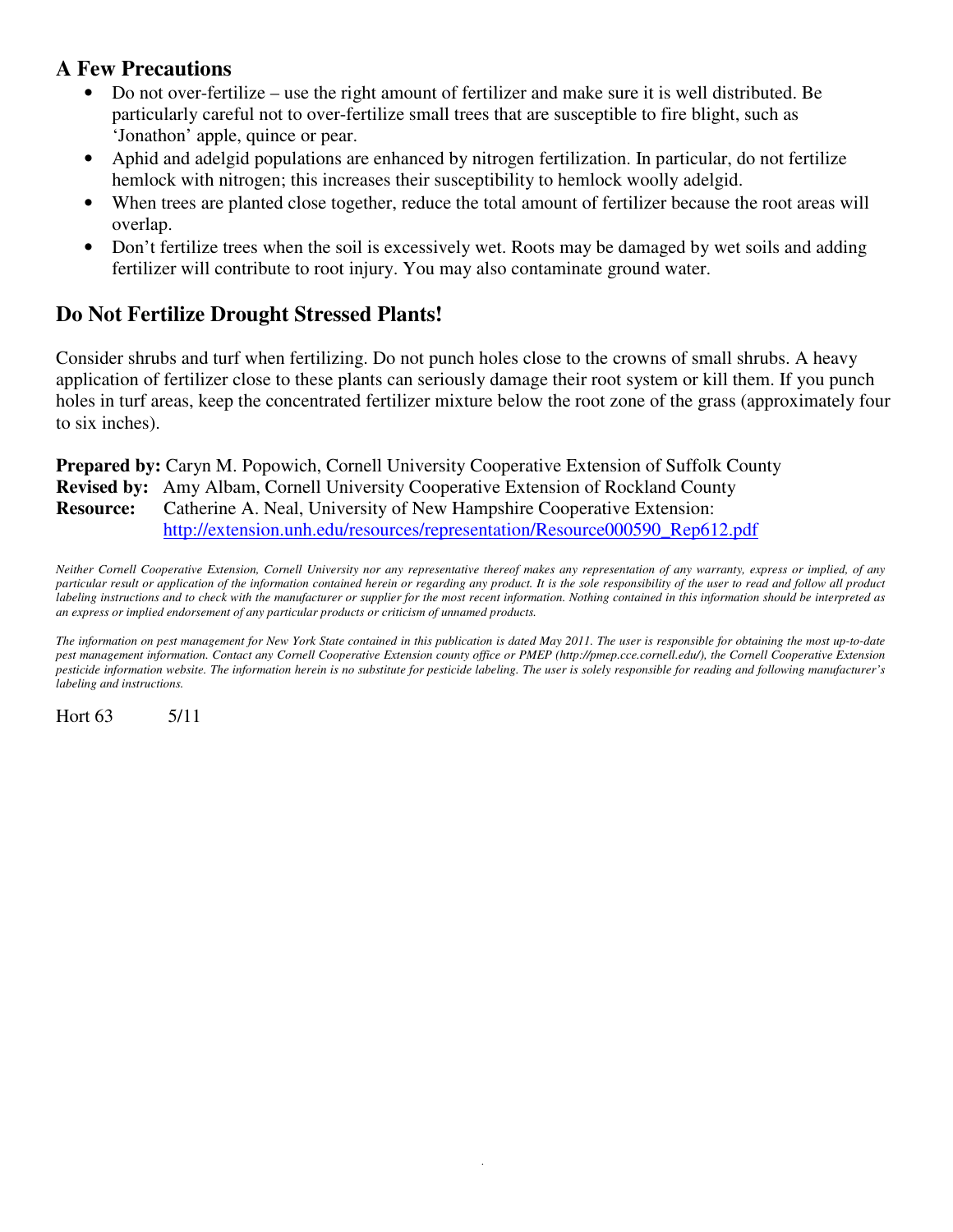## A Few Precautions

- Do not over-fertilize – use the right amount of fertilizer and make sure it is well distributed. Be particularly careful not to over-fertilize small trees that are susceptible to fire blight, such as 'Jonathon' apple, quince or pear.
- Aphid and adelgid populations are enhanced by nitrogen fertilization. In particular, do not fertilize hemlock with nitrogen; this increases their susceptibility to hemlock woolly adelgid.
- When trees are planted close together, reduce the total amount of fertilizer because the root areas will overlap.
- Don't fertilize trees when the soil is excessively wet. Roots may be damaged by wet soils and adding fertilizer will contribute to root injury. You may also contaminate ground water.

## Do Not Fertilize Drought Stressed Plants!

Consider shrubs and turf when fertilizing. Do not punch holes close to the crowns of small shrubs. A heavy application of fertilizer close to these plants can seriously damage their root system or kill them. If you punch holes in turf areas, keep the concentrated fertilizer mixture below the root zone of the grass (approximately four to six inches).

**Prepared by:** Caryn M. Popowich, Cornell University Cooperative Extension of Suffolk County
**Revised by:** Amy Albam, Cornell University Cooperative Extension of Rockland County
**Resource:** Catherine A. Neal, University of New Hampshire Cooperative Extension: http://extension.unh.edu/resources/representation/Resource000590_Rep612.pdf

*Neither Cornell Cooperative Extension, Cornell University nor any representative thereof makes any representation of any warranty, express or implied, of any particular result or application of the information contained herein or regarding any product. It is the sole responsibility of the user to read and follow all product labeling instructions and to check with the manufacturer or supplier for the most recent information. Nothing contained in this information should be interpreted as an express or implied endorsement of any particular products or criticism of unnamed products.*

*The information on pest management for New York State contained in this publication is dated May 2011. The user is responsible for obtaining the most up-to-date pest management information. Contact any Cornell Cooperative Extension county office or PMEP (http://pmep.cce.cornell.edu/), the Cornell Cooperative Extension pesticide information website. The information herein is no substitute for pesticide labeling. The user is solely responsible for reading and following manufacturer's labeling and instructions.*

Hort 63 5/11